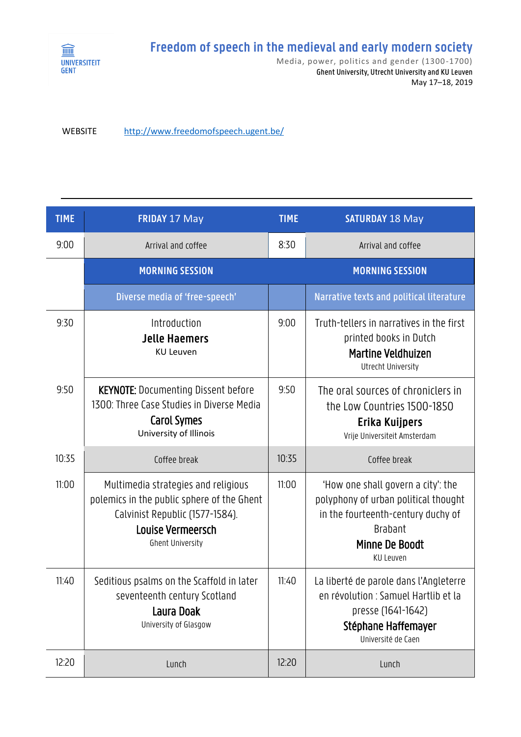UNIVERSITEIT GENT

# Freedom of speech in the medieval and early modern society

Media, power, politics and gender (1300-1700)

Ghent University, Utrecht University and KU Leuven

May 17–18, 2019

WEBSITE http://www.freedomofspeech.ugent.be/

| TIME | **FRIDAY** 17 May | TIME | **SATURDAY** 18 May |
|---|---|---|---|
| 9:00 | Arrival and coffee | 8:30 | Arrival and coffee |
| | **MORNING SESSION** | | **MORNING SESSION** |
| | Diverse media of 'free-speech' | | Narrative texts and political literature |
| 9:30 | Introduction **Jelle Haemers** KU Leuven | 9:00 | Truth-tellers in narratives in the first printed books in Dutch **Martine Veldhuizen** Utrecht University |
| 9:50 | **KEYNOTE:** Documenting Dissent before 1300: Three Case Studies in Diverse Media **Carol Symes** University of Illinois | 9:50 | The oral sources of chroniclers in the Low Countries 1500-1850 **Erika Kuijpers** Vrije Universiteit Amsterdam |
| 10:35 | Coffee break | 10:35 | Coffee break |
| 11:00 | Multimedia strategies and religious polemics in the public sphere of the Ghent Calvinist Republic (1577-1584). **Louise Vermeersch** Ghent University | 11:00 | 'How one shall govern a city': the polyphony of urban political thought in the fourteenth-century duchy of Brabant **Minne De Boodt** KU Leuven |
| 11:40 | Seditious psalms on the Scaffold in later seventeenth century Scotland **Laura Doak** University of Glasgow | 11:40 | La liberté de parole dans l'Angleterre en révolution : Samuel Hartlib et la presse (1641-1642) **Stéphane Haffemayer** Université de Caen |
| 12:20 | Lunch | 12:20 | Lunch |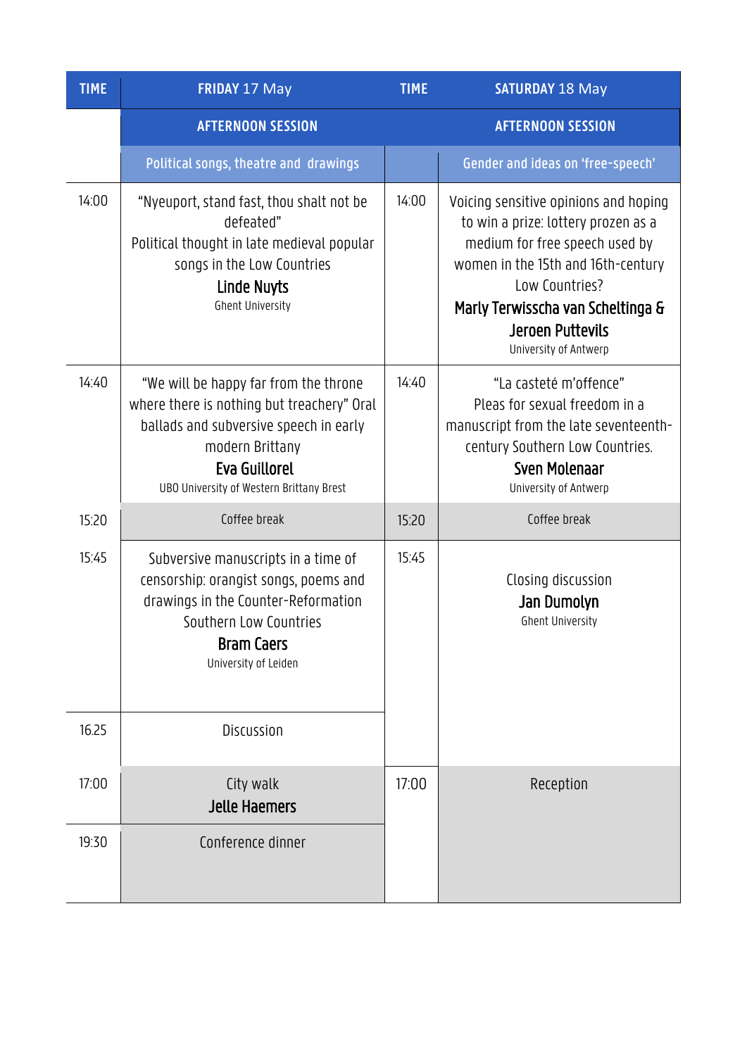| TIME | FRIDAY 17 May | TIME | SATURDAY 18 May |
|---|---|---|---|
| | AFTERNOON SESSION | | AFTERNOON SESSION |
| | Political songs, theatre and drawings | | Gender and ideas on 'free-speech' |
| 14:00 | "Nyeuport, stand fast, thou shalt not be defeated" Political thought in late medieval popular songs in the Low Countries **Linde Nuyts** Ghent University | 14:00 | Voicing sensitive opinions and hoping to win a prize: lottery prozen as a medium for free speech used by women in the 15th and 16th-century Low Countries? **Marly Terwisscha van Scheltinga & Jeroen Puttevils** University of Antwerp |
| 14:40 | "We will be happy far from the throne where there is nothing but treachery" Oral ballads and subversive speech in early modern Brittany **Eva Guillorel** UBO University of Western Brittany Brest | 14:40 | "La casteté m'offence" Pleas for sexual freedom in a manuscript from the late seventeenth-century Southern Low Countries. **Sven Molenaar** University of Antwerp |
| 15:20 | Coffee break | 15:20 | Coffee break |
| 15:45 | Subversive manuscripts in a time of censorship: orangist songs, poems and drawings in the Counter-Reformation Southern Low Countries **Bram Caers** University of Leiden | 15:45 | Closing discussion **Jan Dumolyn** Ghent University |
| 16.25 | Discussion | | |
| 17:00 | City walk **Jelle Haemers** | 17:00 | Reception |
| 19:30 | Conference dinner | | |